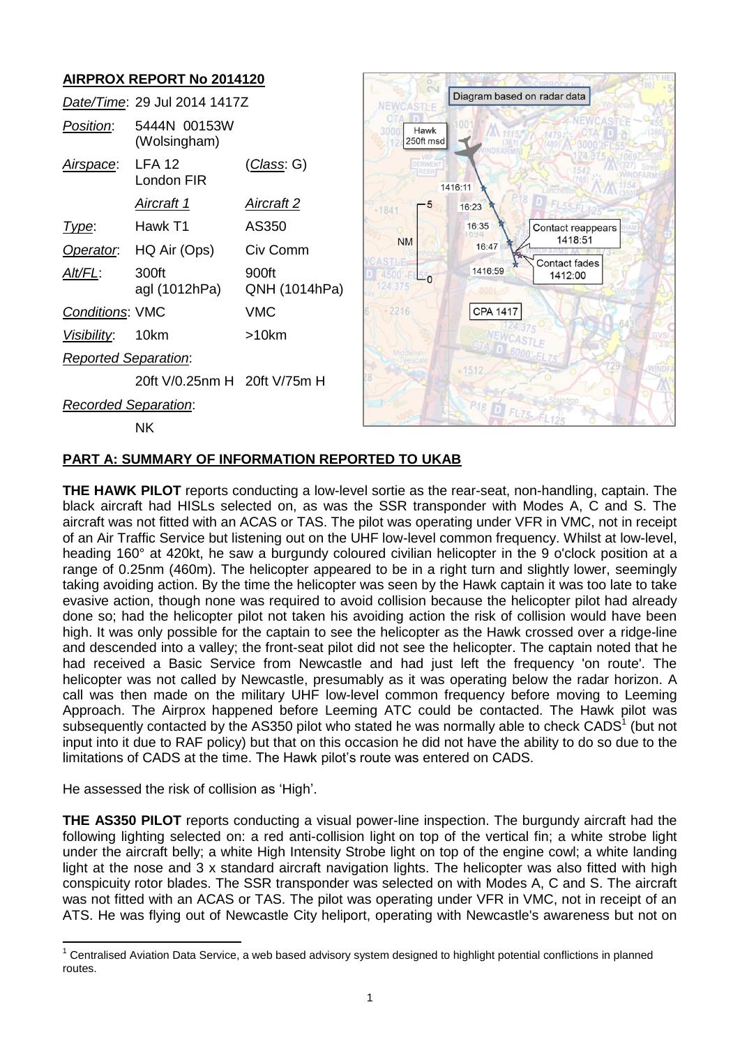## AIRPROX REPORT No 2014120

| | | |
|---|---|---|
| *Date/Time*: | 29 Jul 2014 1417Z | |
| *Position*: | 5444N 00153W (Wolsingham) | |
| *Airspace*: | LFA 12 London FIR | (*Class*: G) |
| | *Aircraft 1* | *Aircraft 2* |
| *Type*: | Hawk T1 | AS350 |
| *Operator*: | HQ Air (Ops) | Civ Comm |
| *Alt/FL*: | 300ft agl (1012hPa) | 900ft QNH (1014hPa) |
| *Conditions*: | VMC | VMC |
| *Visibility*: | 10km | >10km |
| *Reported Separation*: | | |
| | 20ft V/0.25nm H | 20ft V/75m H |
| *Recorded Separation*: | | |
| | NK | |

Diagram based on radar data

Hawk 250ft msd — 1416:11 — 16:23 — 16:35 — 16:47 — 1416:59 — CPA 1417 — Contact reappears 1418:51 — Contact fades 1412:00 — NM 0–5

## PART A: SUMMARY OF INFORMATION REPORTED TO UKAB

**THE HAWK PILOT** reports conducting a low-level sortie as the rear-seat, non-handling, captain. The black aircraft had HISLs selected on, as was the SSR transponder with Modes A, C and S. The aircraft was not fitted with an ACAS or TAS. The pilot was operating under VFR in VMC, not in receipt of an Air Traffic Service but listening out on the UHF low-level common frequency. Whilst at low-level, heading 160° at 420kt, he saw a burgundy coloured civilian helicopter in the 9 o'clock position at a range of 0.25nm (460m). The helicopter appeared to be in a right turn and slightly lower, seemingly taking avoiding action. By the time the helicopter was seen by the Hawk captain it was too late to take evasive action, though none was required to avoid collision because the helicopter pilot had already done so; had the helicopter pilot not taken his avoiding action the risk of collision would have been high. It was only possible for the captain to see the helicopter as the Hawk crossed over a ridge-line and descended into a valley; the front-seat pilot did not see the helicopter. The captain noted that he had received a Basic Service from Newcastle and had just left the frequency 'on route'. The helicopter was not called by Newcastle, presumably as it was operating below the radar horizon. A call was then made on the military UHF low-level common frequency before moving to Leeming Approach. The Airprox happened before Leeming ATC could be contacted. The Hawk pilot was subsequently contacted by the AS350 pilot who stated he was normally able to check CADS[1] (but not input into it due to RAF policy) but that on this occasion he did not have the ability to do so due to the limitations of CADS at the time. The Hawk pilot's route was entered on CADS.

He assessed the risk of collision as 'High'.

**THE AS350 PILOT** reports conducting a visual power-line inspection. The burgundy aircraft had the following lighting selected on: a red anti-collision light on top of the vertical fin; a white strobe light under the aircraft belly; a white High Intensity Strobe light on top of the engine cowl; a white landing light at the nose and 3 x standard aircraft navigation lights. The helicopter was also fitted with high conspicuity rotor blades. The SSR transponder was selected on with Modes A, C and S. The aircraft was not fitted with an ACAS or TAS. The pilot was operating under VFR in VMC, not in receipt of an ATS. He was flying out of Newcastle City heliport, operating with Newcastle's awareness but not on

[1] Centralised Aviation Data Service, a web based advisory system designed to highlight potential conflictions in planned routes.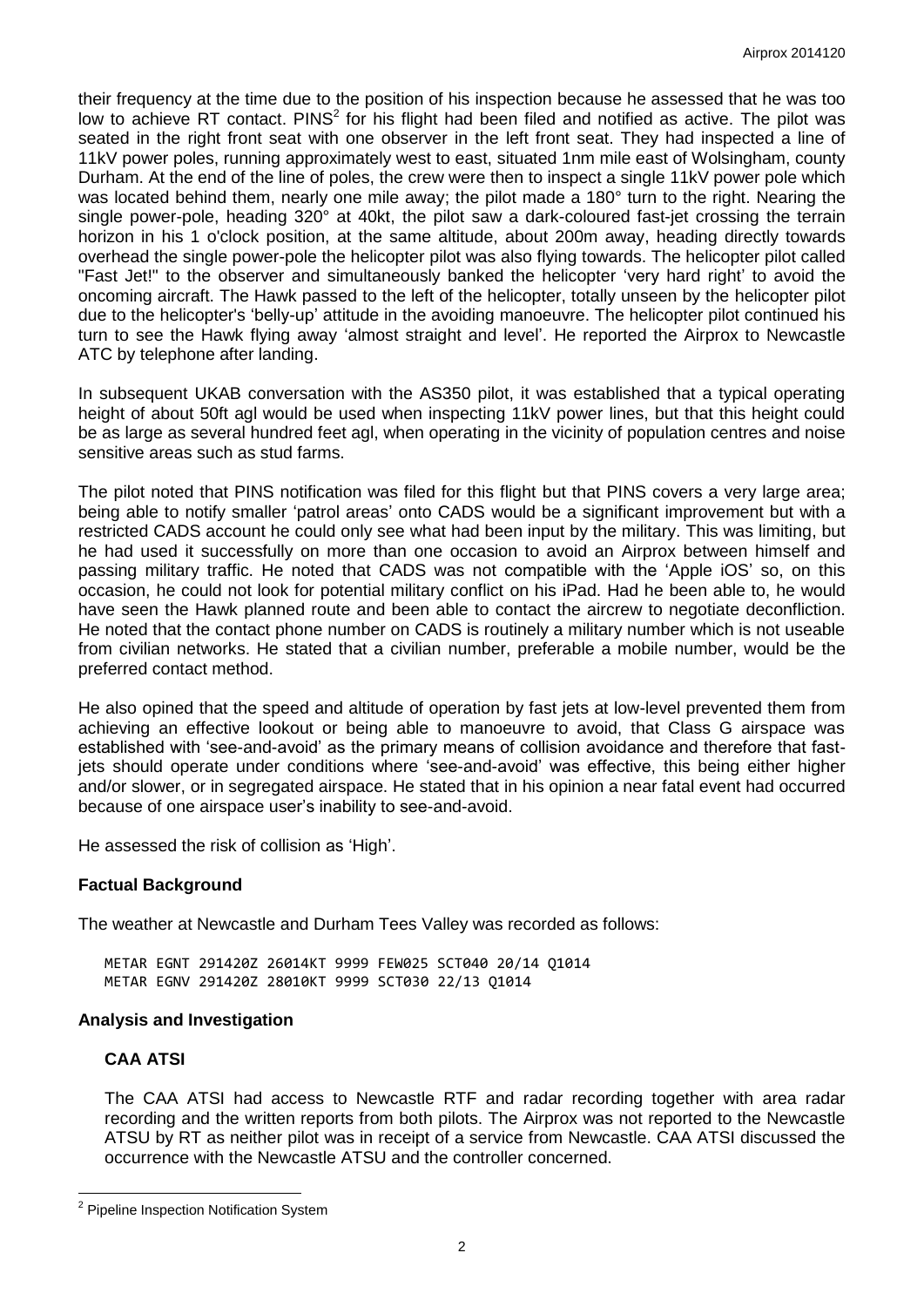their frequency at the time due to the position of his inspection because he assessed that he was too low to achieve RT contact. PINS[2] for his flight had been filed and notified as active. The pilot was seated in the right front seat with one observer in the left front seat. They had inspected a line of 11kV power poles, running approximately west to east, situated 1nm mile east of Wolsingham, county Durham. At the end of the line of poles, the crew were then to inspect a single 11kV power pole which was located behind them, nearly one mile away; the pilot made a 180° turn to the right. Nearing the single power-pole, heading 320° at 40kt, the pilot saw a dark-coloured fast-jet crossing the terrain horizon in his 1 o'clock position, at the same altitude, about 200m away, heading directly towards overhead the single power-pole the helicopter pilot was also flying towards. The helicopter pilot called "Fast Jet!" to the observer and simultaneously banked the helicopter 'very hard right' to avoid the oncoming aircraft. The Hawk passed to the left of the helicopter, totally unseen by the helicopter pilot due to the helicopter's 'belly-up' attitude in the avoiding manoeuvre. The helicopter pilot continued his turn to see the Hawk flying away 'almost straight and level'. He reported the Airprox to Newcastle ATC by telephone after landing.

In subsequent UKAB conversation with the AS350 pilot, it was established that a typical operating height of about 50ft agl would be used when inspecting 11kV power lines, but that this height could be as large as several hundred feet agl, when operating in the vicinity of population centres and noise sensitive areas such as stud farms.

The pilot noted that PINS notification was filed for this flight but that PINS covers a very large area; being able to notify smaller 'patrol areas' onto CADS would be a significant improvement but with a restricted CADS account he could only see what had been input by the military. This was limiting, but he had used it successfully on more than one occasion to avoid an Airprox between himself and passing military traffic. He noted that CADS was not compatible with the 'Apple iOS' so, on this occasion, he could not look for potential military conflict on his iPad. Had he been able to, he would have seen the Hawk planned route and been able to contact the aircrew to negotiate deconfliction. He noted that the contact phone number on CADS is routinely a military number which is not useable from civilian networks. He stated that a civilian number, preferable a mobile number, would be the preferred contact method.

He also opined that the speed and altitude of operation by fast jets at low-level prevented them from achieving an effective lookout or being able to manoeuvre to avoid, that Class G airspace was established with 'see-and-avoid' as the primary means of collision avoidance and therefore that fast-jets should operate under conditions where 'see-and-avoid' was effective, this being either higher and/or slower, or in segregated airspace. He stated that in his opinion a near fatal event had occurred because of one airspace user's inability to see-and-avoid.

He assessed the risk of collision as 'High'.

## Factual Background

The weather at Newcastle and Durham Tees Valley was recorded as follows:

```
METAR EGNT 291420Z 26014KT 9999 FEW025 SCT040 20/14 Q1014
METAR EGNV 291420Z 28010KT 9999 SCT030 22/13 Q1014
```

## Analysis and Investigation

### CAA ATSI

The CAA ATSI had access to Newcastle RTF and radar recording together with area radar recording and the written reports from both pilots. The Airprox was not reported to the Newcastle ATSU by RT as neither pilot was in receipt of a service from Newcastle. CAA ATSI discussed the occurrence with the Newcastle ATSU and the controller concerned.

[2] Pipeline Inspection Notification System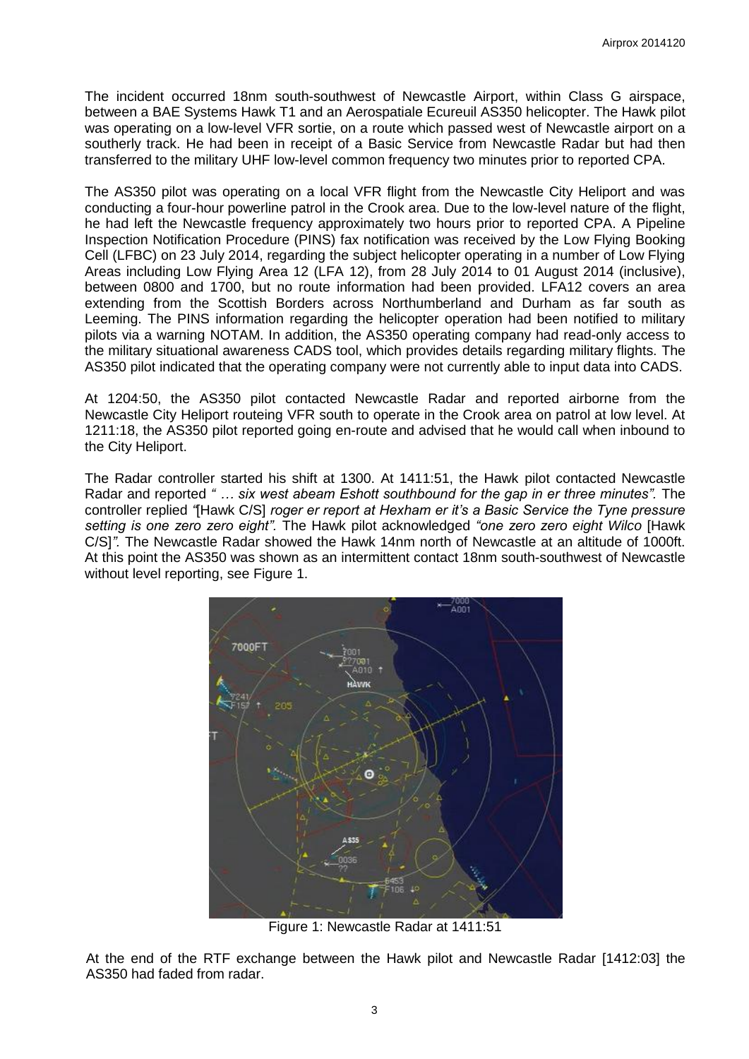The incident occurred 18nm south-southwest of Newcastle Airport, within Class G airspace, between a BAE Systems Hawk T1 and an Aerospatiale Ecureuil AS350 helicopter. The Hawk pilot was operating on a low-level VFR sortie, on a route which passed west of Newcastle airport on a southerly track. He had been in receipt of a Basic Service from Newcastle Radar but had then transferred to the military UHF low-level common frequency two minutes prior to reported CPA.

The AS350 pilot was operating on a local VFR flight from the Newcastle City Heliport and was conducting a four-hour powerline patrol in the Crook area. Due to the low-level nature of the flight, he had left the Newcastle frequency approximately two hours prior to reported CPA. A Pipeline Inspection Notification Procedure (PINS) fax notification was received by the Low Flying Booking Cell (LFBC) on 23 July 2014, regarding the subject helicopter operating in a number of Low Flying Areas including Low Flying Area 12 (LFA 12), from 28 July 2014 to 01 August 2014 (inclusive), between 0800 and 1700, but no route information had been provided. LFA12 covers an area extending from the Scottish Borders across Northumberland and Durham as far south as Leeming. The PINS information regarding the helicopter operation had been notified to military pilots via a warning NOTAM. In addition, the AS350 operating company had read-only access to the military situational awareness CADS tool, which provides details regarding military flights. The AS350 pilot indicated that the operating company were not currently able to input data into CADS.

At 1204:50, the AS350 pilot contacted Newcastle Radar and reported airborne from the Newcastle City Heliport routeing VFR south to operate in the Crook area on patrol at low level. At 1211:18, the AS350 pilot reported going en-route and advised that he would call when inbound to the City Heliport.

The Radar controller started his shift at 1300. At 1411:51, the Hawk pilot contacted Newcastle Radar and reported *" … six west abeam Eshott southbound for the gap in er three minutes"*. The controller replied *"*[Hawk C/S] *roger er report at Hexham er it's a Basic Service the Tyne pressure setting is one zero zero eight"*. The Hawk pilot acknowledged *"one zero zero eight Wilco* [Hawk C/S]*"*. The Newcastle Radar showed the Hawk 14nm north of Newcastle at an altitude of 1000ft. At this point the AS350 was shown as an intermittent contact 18nm south-southwest of Newcastle without level reporting, see Figure 1.

Figure 1: Newcastle Radar at 1411:51

At the end of the RTF exchange between the Hawk pilot and Newcastle Radar [1412:03] the AS350 had faded from radar.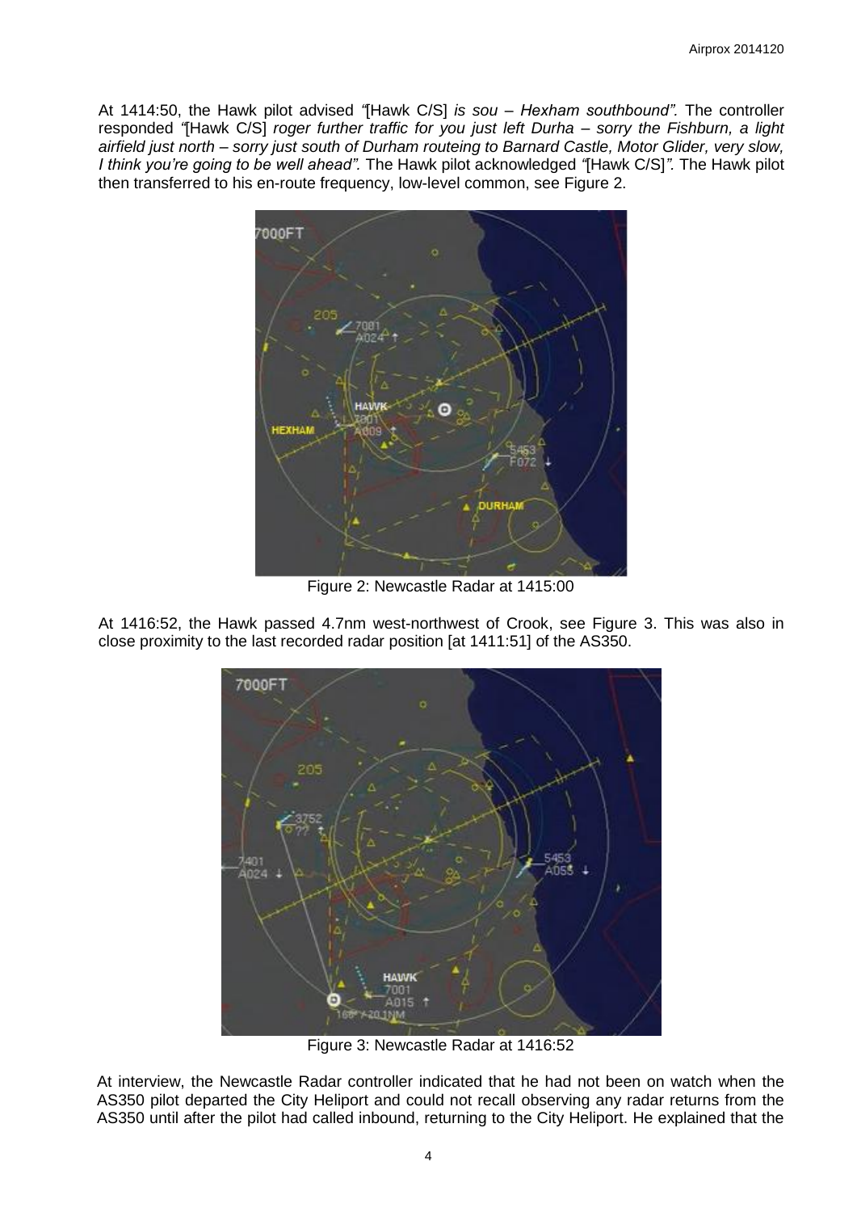At 1414:50, the Hawk pilot advised *"*[Hawk C/S] *is sou – Hexham southbound".* The controller responded *"*[Hawk C/S] *roger further traffic for you just left Durha – sorry the Fishburn, a light airfield just north – sorry just south of Durham routeing to Barnard Castle, Motor Glider, very slow, I think you're going to be well ahead".* The Hawk pilot acknowledged *"*[Hawk C/S]*".* The Hawk pilot then transferred to his en-route frequency, low-level common, see Figure 2.

Figure 2: Newcastle Radar at 1415:00

At 1416:52, the Hawk passed 4.7nm west-northwest of Crook, see Figure 3. This was also in close proximity to the last recorded radar position [at 1411:51] of the AS350.

Figure 3: Newcastle Radar at 1416:52

At interview, the Newcastle Radar controller indicated that he had not been on watch when the AS350 pilot departed the City Heliport and could not recall observing any radar returns from the AS350 until after the pilot had called inbound, returning to the City Heliport. He explained that the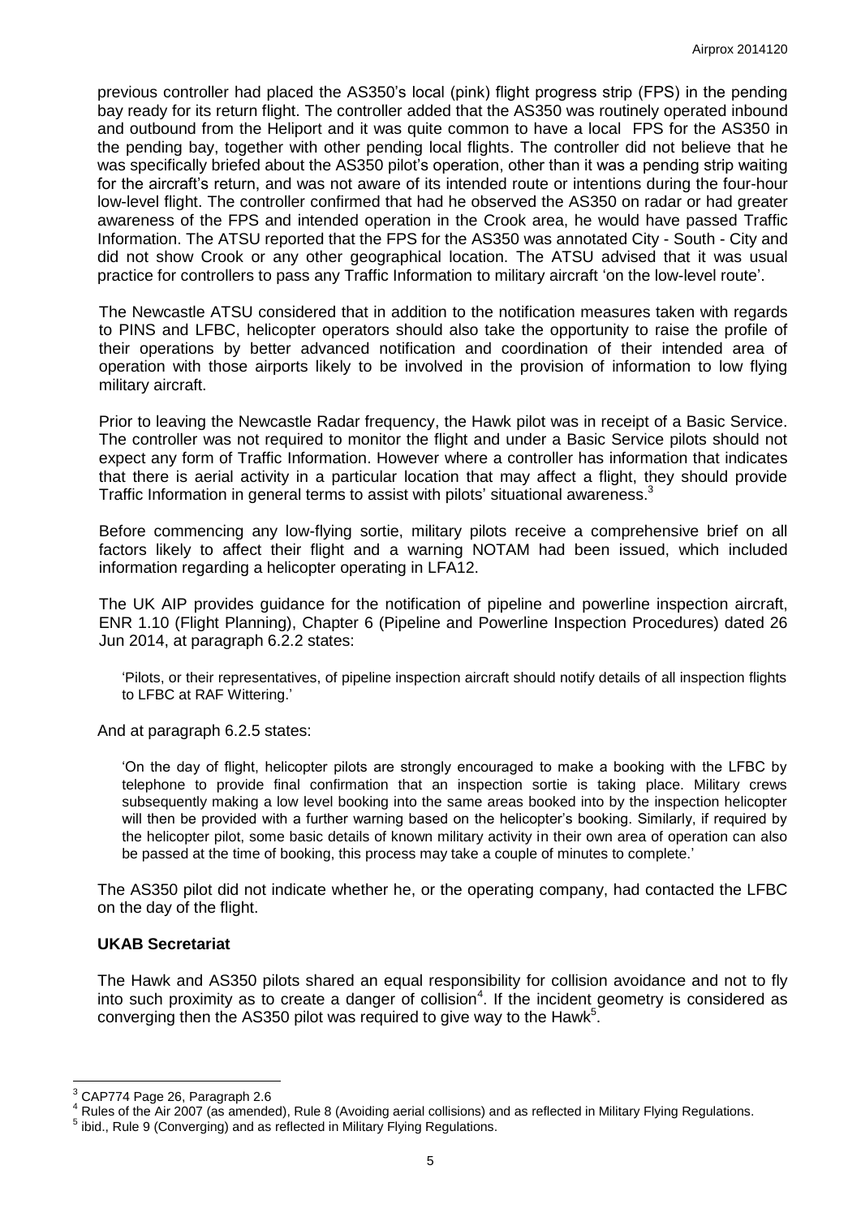previous controller had placed the AS350's local (pink) flight progress strip (FPS) in the pending bay ready for its return flight. The controller added that the AS350 was routinely operated inbound and outbound from the Heliport and it was quite common to have a local FPS for the AS350 in the pending bay, together with other pending local flights. The controller did not believe that he was specifically briefed about the AS350 pilot's operation, other than it was a pending strip waiting for the aircraft's return, and was not aware of its intended route or intentions during the four-hour low-level flight. The controller confirmed that had he observed the AS350 on radar or had greater awareness of the FPS and intended operation in the Crook area, he would have passed Traffic Information. The ATSU reported that the FPS for the AS350 was annotated City - South - City and did not show Crook or any other geographical location. The ATSU advised that it was usual practice for controllers to pass any Traffic Information to military aircraft 'on the low-level route'.

The Newcastle ATSU considered that in addition to the notification measures taken with regards to PINS and LFBC, helicopter operators should also take the opportunity to raise the profile of their operations by better advanced notification and coordination of their intended area of operation with those airports likely to be involved in the provision of information to low flying military aircraft.

Prior to leaving the Newcastle Radar frequency, the Hawk pilot was in receipt of a Basic Service. The controller was not required to monitor the flight and under a Basic Service pilots should not expect any form of Traffic Information. However where a controller has information that indicates that there is aerial activity in a particular location that may affect a flight, they should provide Traffic Information in general terms to assist with pilots' situational awareness.[3]

Before commencing any low-flying sortie, military pilots receive a comprehensive brief on all factors likely to affect their flight and a warning NOTAM had been issued, which included information regarding a helicopter operating in LFA12.

The UK AIP provides guidance for the notification of pipeline and powerline inspection aircraft, ENR 1.10 (Flight Planning), Chapter 6 (Pipeline and Powerline Inspection Procedures) dated 26 Jun 2014, at paragraph 6.2.2 states:

> 'Pilots, or their representatives, of pipeline inspection aircraft should notify details of all inspection flights to LFBC at RAF Wittering.'

And at paragraph 6.2.5 states:

> 'On the day of flight, helicopter pilots are strongly encouraged to make a booking with the LFBC by telephone to provide final confirmation that an inspection sortie is taking place. Military crews subsequently making a low level booking into the same areas booked into by the inspection helicopter will then be provided with a further warning based on the helicopter's booking. Similarly, if required by the helicopter pilot, some basic details of known military activity in their own area of operation can also be passed at the time of booking, this process may take a couple of minutes to complete.'

The AS350 pilot did not indicate whether he, or the operating company, had contacted the LFBC on the day of the flight.

### UKAB Secretariat

The Hawk and AS350 pilots shared an equal responsibility for collision avoidance and not to fly into such proximity as to create a danger of collision[4]. If the incident geometry is considered as converging then the AS350 pilot was required to give way to the Hawk[5].

---

[3] CAP774 Page 26, Paragraph 2.6

[4] Rules of the Air 2007 (as amended), Rule 8 (Avoiding aerial collisions) and as reflected in Military Flying Regulations.

[5] ibid., Rule 9 (Converging) and as reflected in Military Flying Regulations.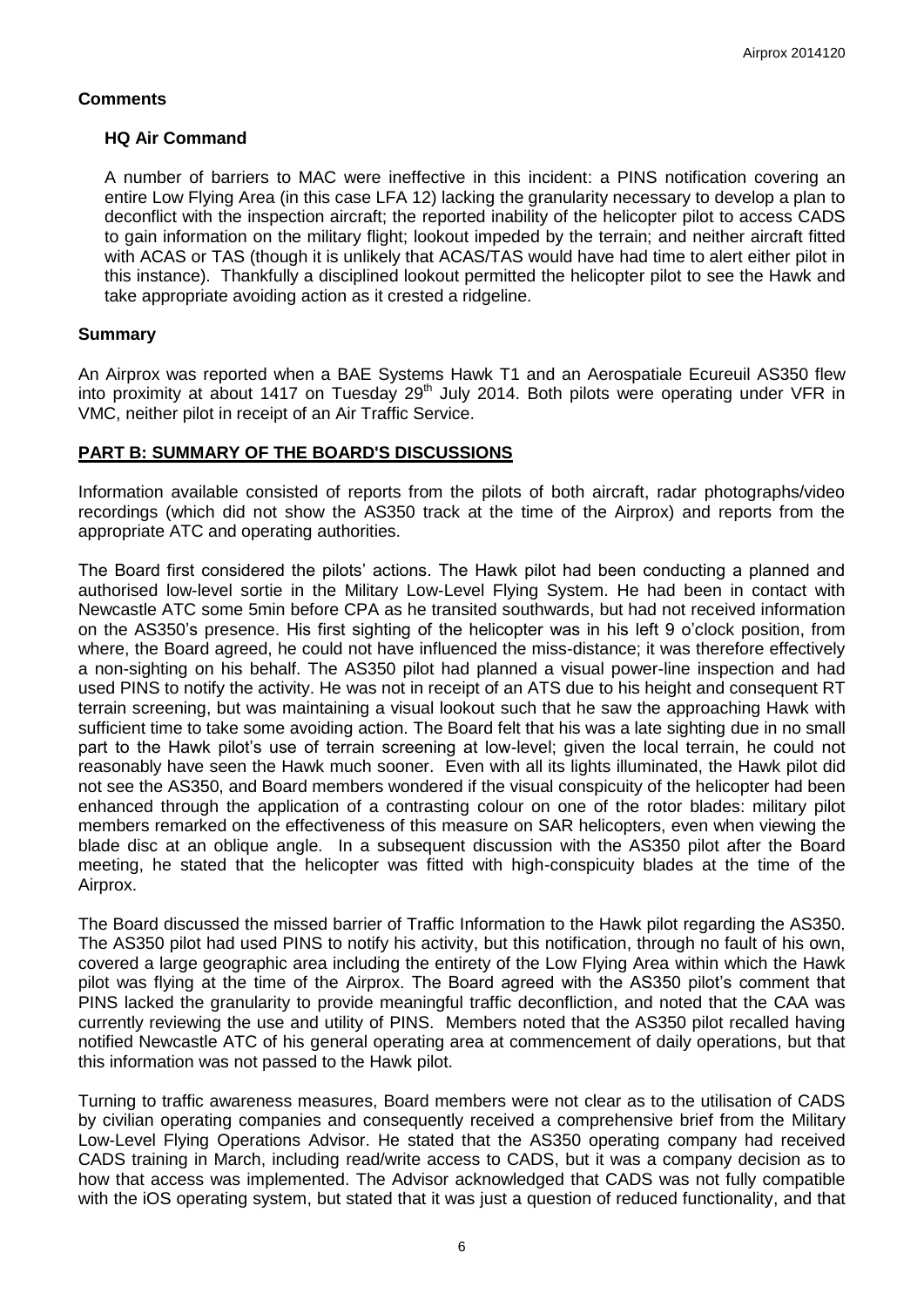## Comments

### HQ Air Command

A number of barriers to MAC were ineffective in this incident: a PINS notification covering an entire Low Flying Area (in this case LFA 12) lacking the granularity necessary to develop a plan to deconflict with the inspection aircraft; the reported inability of the helicopter pilot to access CADS to gain information on the military flight; lookout impeded by the terrain; and neither aircraft fitted with ACAS or TAS (though it is unlikely that ACAS/TAS would have had time to alert either pilot in this instance). Thankfully a disciplined lookout permitted the helicopter pilot to see the Hawk and take appropriate avoiding action as it crested a ridgeline.

## Summary

An Airprox was reported when a BAE Systems Hawk T1 and an Aerospatiale Ecureuil AS350 flew into proximity at about 1417 on Tuesday 29th July 2014. Both pilots were operating under VFR in VMC, neither pilot in receipt of an Air Traffic Service.

## PART B: SUMMARY OF THE BOARD'S DISCUSSIONS

Information available consisted of reports from the pilots of both aircraft, radar photographs/video recordings (which did not show the AS350 track at the time of the Airprox) and reports from the appropriate ATC and operating authorities.

The Board first considered the pilots' actions. The Hawk pilot had been conducting a planned and authorised low-level sortie in the Military Low-Level Flying System. He had been in contact with Newcastle ATC some 5min before CPA as he transited southwards, but had not received information on the AS350's presence. His first sighting of the helicopter was in his left 9 o'clock position, from where, the Board agreed, he could not have influenced the miss-distance; it was therefore effectively a non-sighting on his behalf. The AS350 pilot had planned a visual power-line inspection and had used PINS to notify the activity. He was not in receipt of an ATS due to his height and consequent RT terrain screening, but was maintaining a visual lookout such that he saw the approaching Hawk with sufficient time to take some avoiding action. The Board felt that his was a late sighting due in no small part to the Hawk pilot's use of terrain screening at low-level; given the local terrain, he could not reasonably have seen the Hawk much sooner. Even with all its lights illuminated, the Hawk pilot did not see the AS350, and Board members wondered if the visual conspicuity of the helicopter had been enhanced through the application of a contrasting colour on one of the rotor blades: military pilot members remarked on the effectiveness of this measure on SAR helicopters, even when viewing the blade disc at an oblique angle. In a subsequent discussion with the AS350 pilot after the Board meeting, he stated that the helicopter was fitted with high-conspicuity blades at the time of the Airprox.

The Board discussed the missed barrier of Traffic Information to the Hawk pilot regarding the AS350. The AS350 pilot had used PINS to notify his activity, but this notification, through no fault of his own, covered a large geographic area including the entirety of the Low Flying Area within which the Hawk pilot was flying at the time of the Airprox. The Board agreed with the AS350 pilot's comment that PINS lacked the granularity to provide meaningful traffic deconfliction, and noted that the CAA was currently reviewing the use and utility of PINS. Members noted that the AS350 pilot recalled having notified Newcastle ATC of his general operating area at commencement of daily operations, but that this information was not passed to the Hawk pilot.

Turning to traffic awareness measures, Board members were not clear as to the utilisation of CADS by civilian operating companies and consequently received a comprehensive brief from the Military Low-Level Flying Operations Advisor. He stated that the AS350 operating company had received CADS training in March, including read/write access to CADS, but it was a company decision as to how that access was implemented. The Advisor acknowledged that CADS was not fully compatible with the iOS operating system, but stated that it was just a question of reduced functionality, and that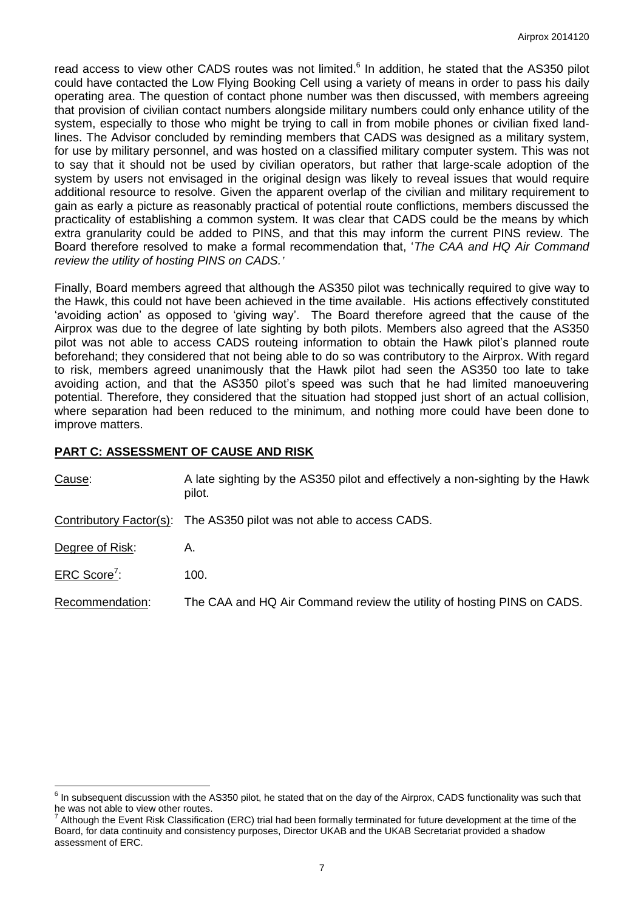read access to view other CADS routes was not limited.[6] In addition, he stated that the AS350 pilot could have contacted the Low Flying Booking Cell using a variety of means in order to pass his daily operating area. The question of contact phone number was then discussed, with members agreeing that provision of civilian contact numbers alongside military numbers could only enhance utility of the system, especially to those who might be trying to call in from mobile phones or civilian fixed land-lines. The Advisor concluded by reminding members that CADS was designed as a military system, for use by military personnel, and was hosted on a classified military computer system. This was not to say that it should not be used by civilian operators, but rather that large-scale adoption of the system by users not envisaged in the original design was likely to reveal issues that would require additional resource to resolve. Given the apparent overlap of the civilian and military requirement to gain as early a picture as reasonably practical of potential route conflictions, members discussed the practicality of establishing a common system. It was clear that CADS could be the means by which extra granularity could be added to PINS, and that this may inform the current PINS review. The Board therefore resolved to make a formal recommendation that, '*The CAA and HQ Air Command review the utility of hosting PINS on CADS.*'

Finally, Board members agreed that although the AS350 pilot was technically required to give way to the Hawk, this could not have been achieved in the time available. His actions effectively constituted 'avoiding action' as opposed to 'giving way'. The Board therefore agreed that the cause of the Airprox was due to the degree of late sighting by both pilots. Members also agreed that the AS350 pilot was not able to access CADS routeing information to obtain the Hawk pilot's planned route beforehand; they considered that not being able to do so was contributory to the Airprox. With regard to risk, members agreed unanimously that the Hawk pilot had seen the AS350 too late to take avoiding action, and that the AS350 pilot's speed was such that he had limited manoeuvering potential. Therefore, they considered that the situation had stopped just short of an actual collision, where separation had been reduced to the minimum, and nothing more could have been done to improve matters.

## PART C: ASSESSMENT OF CAUSE AND RISK

Cause: A late sighting by the AS350 pilot and effectively a non-sighting by the Hawk pilot.

Contributory Factor(s): The AS350 pilot was not able to access CADS.

Degree of Risk: A.

ERC Score[7]: 100.

Recommendation: The CAA and HQ Air Command review the utility of hosting PINS on CADS.

---

[6] In subsequent discussion with the AS350 pilot, he stated that on the day of the Airprox, CADS functionality was such that he was not able to view other routes.

[7] Although the Event Risk Classification (ERC) trial had been formally terminated for future development at the time of the Board, for data continuity and consistency purposes, Director UKAB and the UKAB Secretariat provided a shadow assessment of ERC.